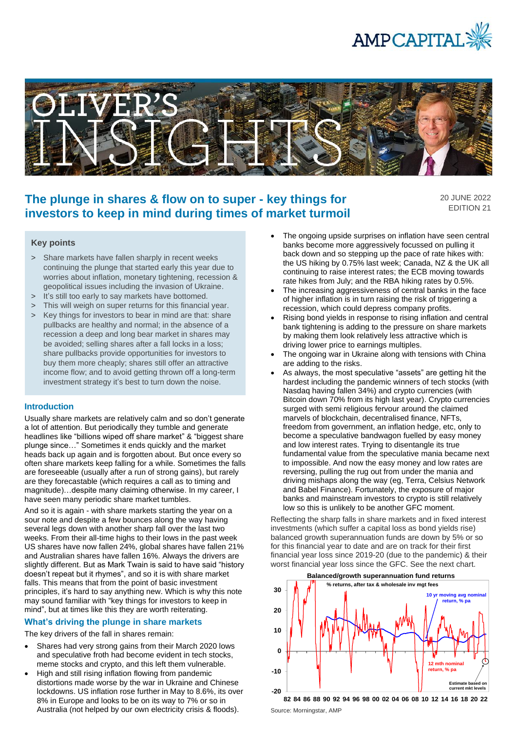# The plunge in shares & flow on to super - key things for investors to keep in mind during times of market turmoil

20 JUNE 2022
EDITION 21

### Key points

> Share markets have fallen sharply in recent weeks continuing the plunge that started early this year due to worries about inflation, monetary tightening, recession & geopolitical issues including the invasion of Ukraine.

> It's still too early to say markets have bottomed.

> This will weigh on super returns for this financial year.

> Key things for investors to bear in mind are that: share pullbacks are healthy and normal; in the absence of a recession a deep and long bear market in shares may be avoided; selling shares after a fall locks in a loss; share pullbacks provide opportunities for investors to buy them more cheaply; shares still offer an attractive income flow; and to avoid getting thrown off a long-term investment strategy it's best to turn down the noise.

## Introduction

Usually share markets are relatively calm and so don't generate a lot of attention. But periodically they tumble and generate headlines like "billions wiped off share market" & "biggest share plunge since…" Sometimes it ends quickly and the market heads back up again and is forgotten about. But once every so often share markets keep falling for a while. Sometimes the falls are foreseeable (usually after a run of strong gains), but rarely are they forecastable (which requires a call as to timing and magnitude)…despite many claiming otherwise. In my career, I have seen many periodic share market tumbles.

And so it is again - with share markets starting the year on a sour note and despite a few bounces along the way having several legs down with another sharp fall over the last two weeks. From their all-time highs to their lows in the past week US shares have now fallen 24%, global shares have fallen 21% and Australian shares have fallen 16%. Always the drivers are slightly different. But as Mark Twain is said to have said "history doesn't repeat but it rhymes", and so it is with share market falls. This means that from the point of basic investment principles, it's hard to say anything new. Which is why this note may sound familiar with "key things for investors to keep in mind", but at times like this they are worth reiterating.

## What's driving the plunge in share markets

The key drivers of the fall in shares remain:

- Shares had very strong gains from their March 2020 lows and speculative froth had become evident in tech stocks, meme stocks and crypto, and this left them vulnerable.
- High and still rising inflation flowing from pandemic distortions made worse by the war in Ukraine and Chinese lockdowns. US inflation rose further in May to 8.6%, its over 8% in Europe and looks to be on its way to 7% or so in Australia (not helped by our own electricity crisis & floods).
- The ongoing upside surprises on inflation have seen central banks become more aggressively focussed on pulling it back down and so stepping up the pace of rate hikes with: the US hiking by 0.75% last week; Canada, NZ & the UK all continuing to raise interest rates; the ECB moving towards rate hikes from July; and the RBA hiking rates by 0.5%.
- The increasing aggressiveness of central banks in the face of higher inflation is in turn raising the risk of triggering a recession, which could depress company profits.
- Rising bond yields in response to rising inflation and central bank tightening is adding to the pressure on share markets by making them look relatively less attractive which is driving lower price to earnings multiples.
- The ongoing war in Ukraine along with tensions with China are adding to the risks.
- As always, the most speculative "assets" are getting hit the hardest including the pandemic winners of tech stocks (with Nasdaq having fallen 34%) and crypto currencies (with Bitcoin down 70% from its high last year). Crypto currencies surged with semi religious fervour around the claimed marvels of blockchain, decentralised finance, NFTs, freedom from government, an inflation hedge, etc, only to become a speculative bandwagon fuelled by easy money and low interest rates. Trying to disentangle its true fundamental value from the speculative mania became next to impossible. And now the easy money and low rates are reversing, pulling the rug out from under the mania and driving mishaps along the way (eg, Terra, Celsius Network and Babel Finance). Fortunately, the exposure of major banks and mainstream investors to crypto is still relatively low so this is unlikely to be another GFC moment.

Reflecting the sharp falls in share markets and in fixed interest investments (which suffer a capital loss as bond yields rise) balanced growth superannuation funds are down by 5% or so for this financial year to date and are on track for their first financial year loss since 2019-20 (due to the pandemic) & their worst financial year loss since the GFC. See the next chart.

**Balanced/growth superannuation fund returns**

% returns, after tax & wholesale inv mgt fees

10 yr moving avg nominal return, % pa

12 mth nominal return, % pa

Estimate based on current mkt levels

Source: Morningstar, AMP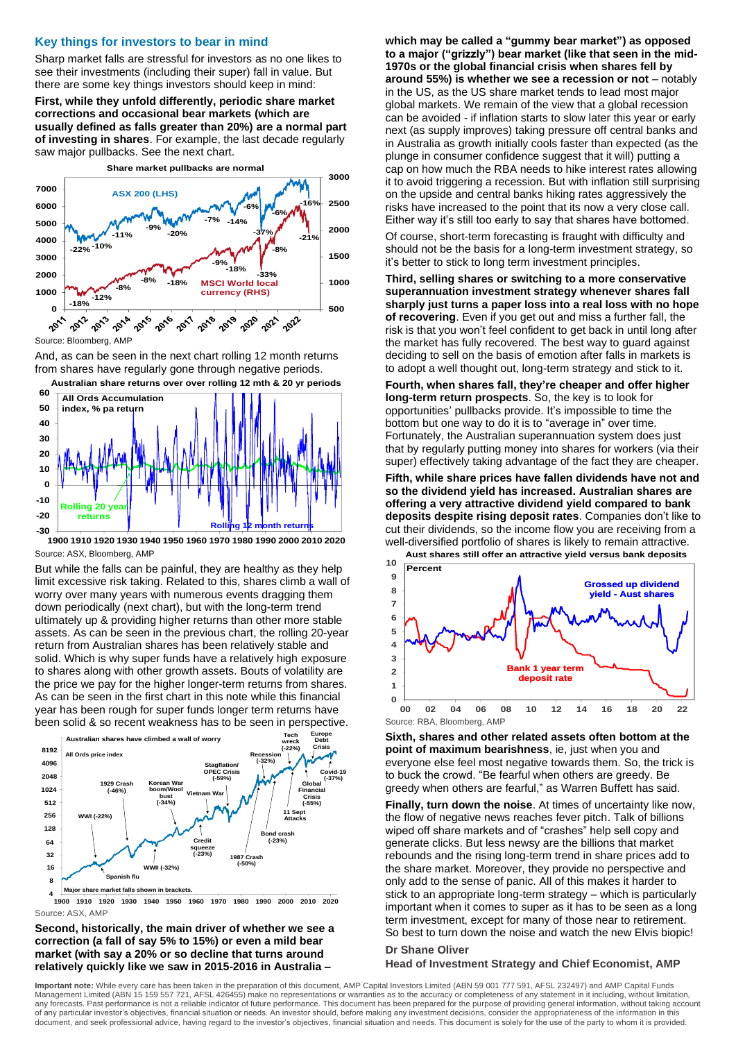## Key things for investors to bear in mind

Sharp market falls are stressful for investors as no one likes to see their investments (including their super) fall in value. But there are some key things investors should keep in mind:

**First, while they unfold differently, periodic share market corrections and occasional bear markets (which are usually defined as falls greater than 20%) are a normal part of investing in shares**. For example, the last decade regularly saw major pullbacks. See the next chart.

Share market pullbacks are normal

ASX 200 (LHS)

MSCI World local currency (RHS)

-22% -10% -11% -9% -20% -7% -14% -6% -6% -16% -37% -21% -8%

-18% -12% -8% -8% -18% -9% -18% -33%

0 1000 2000 3000 4000 5000 6000 7000

500 1000 1500 2000 2500 3000

2011 2012 2013 2014 2015 2016 2017 2018 2019 2020 2021 2022

Source: Bloomberg, AMP

And, as can be seen in the next chart rolling 12 month returns from shares have regularly gone through negative periods.

Australian share returns over over rolling 12 mth & 20 yr periods

All Ords Accumulation index, % pa return

Rolling 20 year returns

Rolling 12 month returns

-30 -20 -10 0 10 20 30 40 50 60

1900 1910 1920 1930 1940 1950 1960 1970 1980 1990 2000 2010 2020

Source: ASX, Bloomberg, AMP

But while the falls can be painful, they are healthy as they help limit excessive risk taking. Related to this, shares climb a wall of worry over many years with numerous events dragging them down periodically (next chart), but with the long-term trend ultimately up & providing higher returns than other more stable assets. As can be seen in the previous chart, the rolling 20-year return from Australian shares has been relatively stable and solid. Which is why super funds have a relatively high exposure to shares along with other growth assets. Bouts of volatility are the price we pay for the higher longer-term returns from shares. As can be seen in the first chart in this note while this financial year has been rough for super funds longer term returns have been solid & so recent weakness has to be seen in perspective.

Australian shares have climbed a wall of worry

All Ords price index

WWI (-22%)

Spanish flu

1929 Crash (-46%)

WWII (-32%)

Korean War boom/Wool bust (-34%)

Vietnam War

Credit squeeze (-23%)

Stagflation/ OPEC Crisis (-59%)

1987 Crash (-50%)

Recession (-32%)

Bond crash (-23%)

Tech wreck (-22%)

11 Sept Attacks

Europe Debt Crisis

Global Financial Crisis (-55%)

Covid-19 (-37%)

Major share market falls shown in brackets.

4 8 16 32 64 128 256 512 1024 2048 4096 8192

1900 1910 1920 1930 1940 1950 1960 1970 1980 1990 2000 2010 2020

Source: ASX, AMP

**Second, historically, the main driver of whether we see a correction (a fall of say 5% to 15%) or even a mild bear market (with say a 20% or so decline that turns around relatively quickly like we saw in 2015-2016 in Australia – which may be called a "gummy bear market") as opposed to a major ("grizzly") bear market (like that seen in the mid-1970s or the global financial crisis when shares fell by around 55%) is whether we see a recession or not** – notably in the US, as the US share market tends to lead most major global markets. We remain of the view that a global recession can be avoided - if inflation starts to slow later this year or early next (as supply improves) taking pressure off central banks and in Australia as growth initially cools faster than expected (as the plunge in consumer confidence suggest that it will) putting a cap on how much the RBA needs to hike interest rates allowing it to avoid triggering a recession. But with inflation still surprising on the upside and central banks hiking rates aggressively the risks have increased to the point that its now a very close call. Either way it's still too early to say that shares have bottomed.

Of course, short-term forecasting is fraught with difficulty and should not be the basis for a long-term investment strategy, so it's better to stick to long term investment principles.

**Third, selling shares or switching to a more conservative superannuation investment strategy whenever shares fall sharply just turns a paper loss into a real loss with no hope of recovering**. Even if you get out and miss a further fall, the risk is that you won't feel confident to get back in until long after the market has fully recovered. The best way to guard against deciding to sell on the basis of emotion after falls in markets is to adopt a well thought out, long-term strategy and stick to it.

**Fourth, when shares fall, they're cheaper and offer higher long-term return prospects**. So, the key is to look for opportunities' pullbacks provide. It's impossible to time the bottom but one way to do it is to "average in" over time. Fortunately, the Australian superannuation system does just that by regularly putting money into shares for workers (via their super) effectively taking advantage of the fact they are cheaper.

**Fifth, while share prices have fallen dividends have not and so the dividend yield has increased. Australian shares are offering a very attractive dividend yield compared to bank deposits despite rising deposit rates**. Companies don't like to cut their dividends, so the income flow you are receiving from a well-diversified portfolio of shares is likely to remain attractive.

Aust shares still offer an attractive yield versus bank deposits

Percent

Grossed up dividend yield - Aust shares

Bank 1 year term deposit rate

0 1 2 3 4 5 6 7 8 9 10

00 02 04 06 08 10 12 14 16 18 20 22

Source: RBA, Bloomberg, AMP

**Sixth, shares and other related assets often bottom at the point of maximum bearishness**, ie, just when you and everyone else feel most negative towards them. So, the trick is to buck the crowd. "Be fearful when others are greedy. Be greedy when others are fearful," as Warren Buffett has said.

**Finally, turn down the noise**. At times of uncertainty like now, the flow of negative news reaches fever pitch. Talk of billions wiped off share markets and of "crashes" help sell copy and generate clicks. But less newsy are the billions that market rebounds and the rising long-term trend in share prices add to the share market. Moreover, they provide no perspective and only add to the sense of panic. All of this makes it harder to stick to an appropriate long-term strategy – which is particularly important when it comes to super as it has to be seen as a long term investment, except for many of those near to retirement. So best to turn down the noise and watch the new Elvis biopic!

**Dr Shane Oliver**
**Head of Investment Strategy and Chief Economist, AMP**

**Important note:** While every care has been taken in the preparation of this document, AMP Capital Investors Limited (ABN 59 001 777 591, AFSL 232497) and AMP Capital Funds Management Limited (ABN 15 159 557 721, AFSL 426455) make no representations or warranties as to the accuracy or completeness of any statement in it including, without limitation, any forecasts. Past performance is not a reliable indicator of future performance. This document has been prepared for the purpose of providing general information, without taking account of any particular investor's objectives, financial situation or needs. An investor should, before making any investment decisions, consider the appropriateness of the information in this document, and seek professional advice, having regard to the investor's objectives, financial situation and needs. This document is solely for the use of the party to whom it is provided.